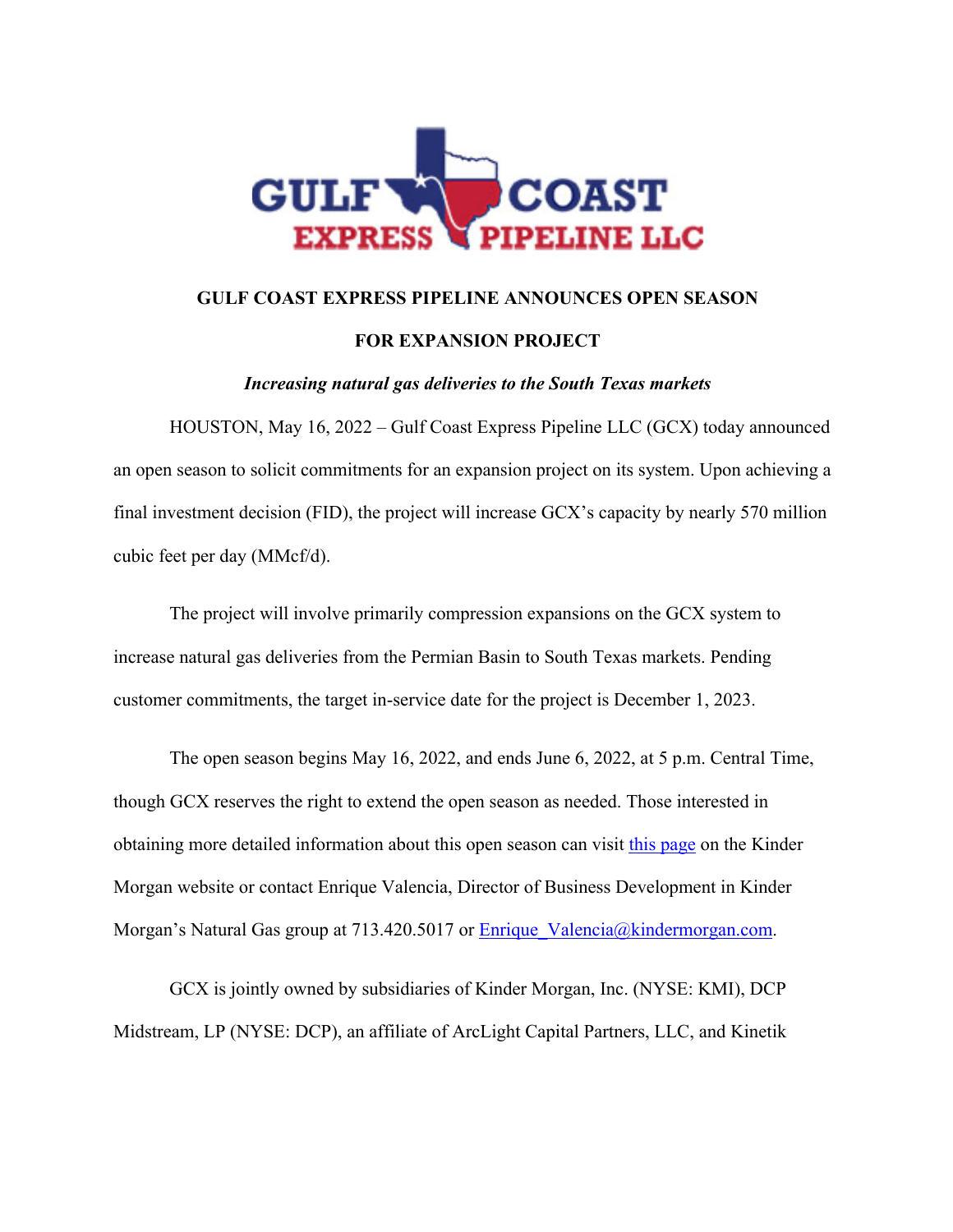# GULF COAST EXPRESS PIPELINE ANNOUNCES OPEN SEASON FOR EXPANSION PROJECT

***Increasing natural gas deliveries to the South Texas markets***

HOUSTON, May 16, 2022 – Gulf Coast Express Pipeline LLC (GCX) today announced an open season to solicit commitments for an expansion project on its system. Upon achieving a final investment decision (FID), the project will increase GCX's capacity by nearly 570 million cubic feet per day (MMcf/d).

The project will involve primarily compression expansions on the GCX system to increase natural gas deliveries from the Permian Basin to South Texas markets. Pending customer commitments, the target in-service date for the project is December 1, 2023.

The open season begins May 16, 2022, and ends June 6, 2022, at 5 p.m. Central Time, though GCX reserves the right to extend the open season as needed. Those interested in obtaining more detailed information about this open season can visit this page on the Kinder Morgan website or contact Enrique Valencia, Director of Business Development in Kinder Morgan's Natural Gas group at 713.420.5017 or Enrique_Valencia@kindermorgan.com.

GCX is jointly owned by subsidiaries of Kinder Morgan, Inc. (NYSE: KMI), DCP Midstream, LP (NYSE: DCP), an affiliate of ArcLight Capital Partners, LLC, and Kinetik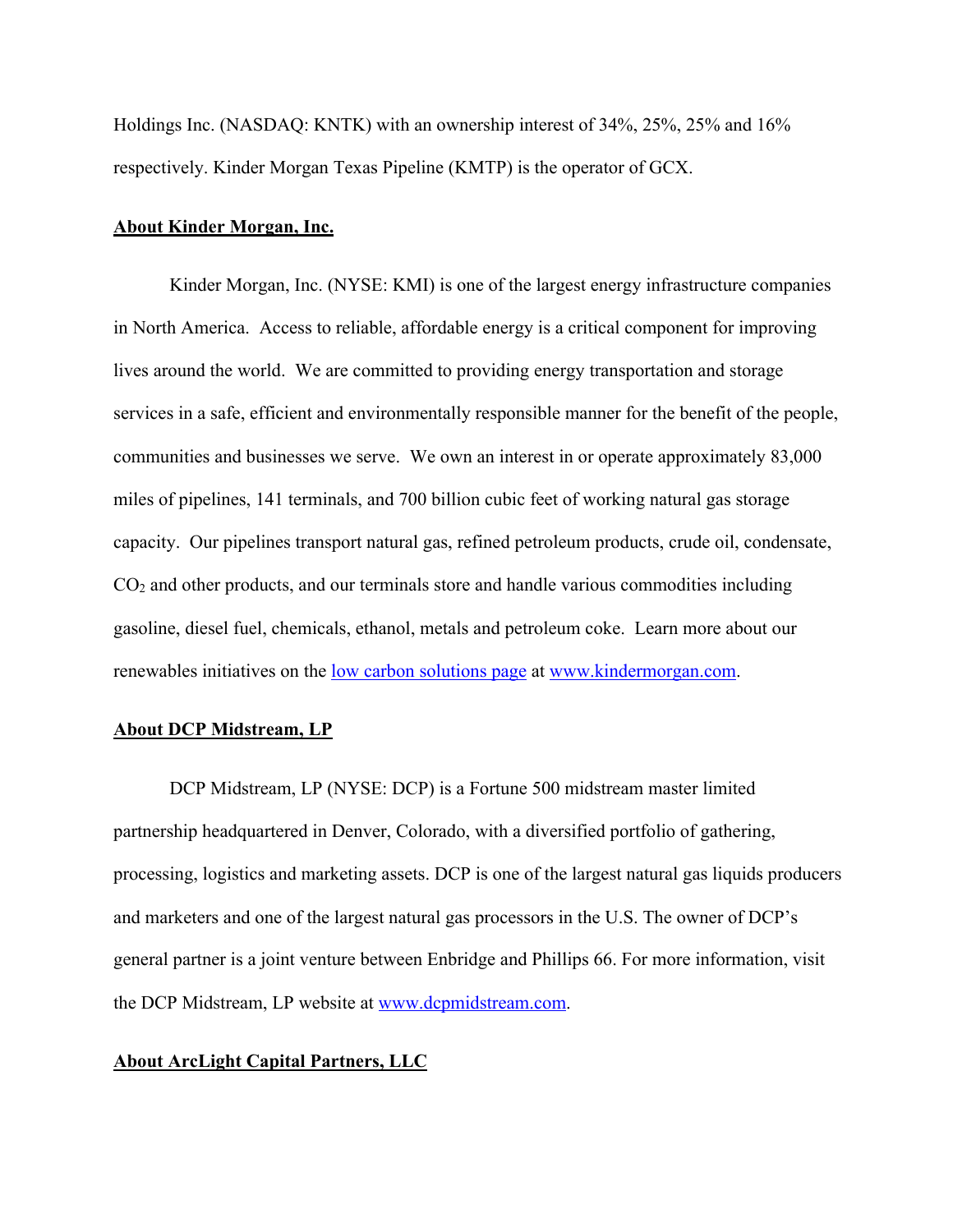Holdings Inc. (NASDAQ: KNTK) with an ownership interest of 34%, 25%, 25% and 16% respectively. Kinder Morgan Texas Pipeline (KMTP) is the operator of GCX.

**About Kinder Morgan, Inc.**

Kinder Morgan, Inc. (NYSE: KMI) is one of the largest energy infrastructure companies in North America. Access to reliable, affordable energy is a critical component for improving lives around the world. We are committed to providing energy transportation and storage services in a safe, efficient and environmentally responsible manner for the benefit of the people, communities and businesses we serve. We own an interest in or operate approximately 83,000 miles of pipelines, 141 terminals, and 700 billion cubic feet of working natural gas storage capacity. Our pipelines transport natural gas, refined petroleum products, crude oil, condensate, $CO_2$ and other products, and our terminals store and handle various commodities including gasoline, diesel fuel, chemicals, ethanol, metals and petroleum coke. Learn more about our renewables initiatives on the low carbon solutions page at www.kindermorgan.com.

**About DCP Midstream, LP**

DCP Midstream, LP (NYSE: DCP) is a Fortune 500 midstream master limited partnership headquartered in Denver, Colorado, with a diversified portfolio of gathering, processing, logistics and marketing assets. DCP is one of the largest natural gas liquids producers and marketers and one of the largest natural gas processors in the U.S. The owner of DCP's general partner is a joint venture between Enbridge and Phillips 66. For more information, visit the DCP Midstream, LP website at www.dcpmidstream.com.

**About ArcLight Capital Partners, LLC**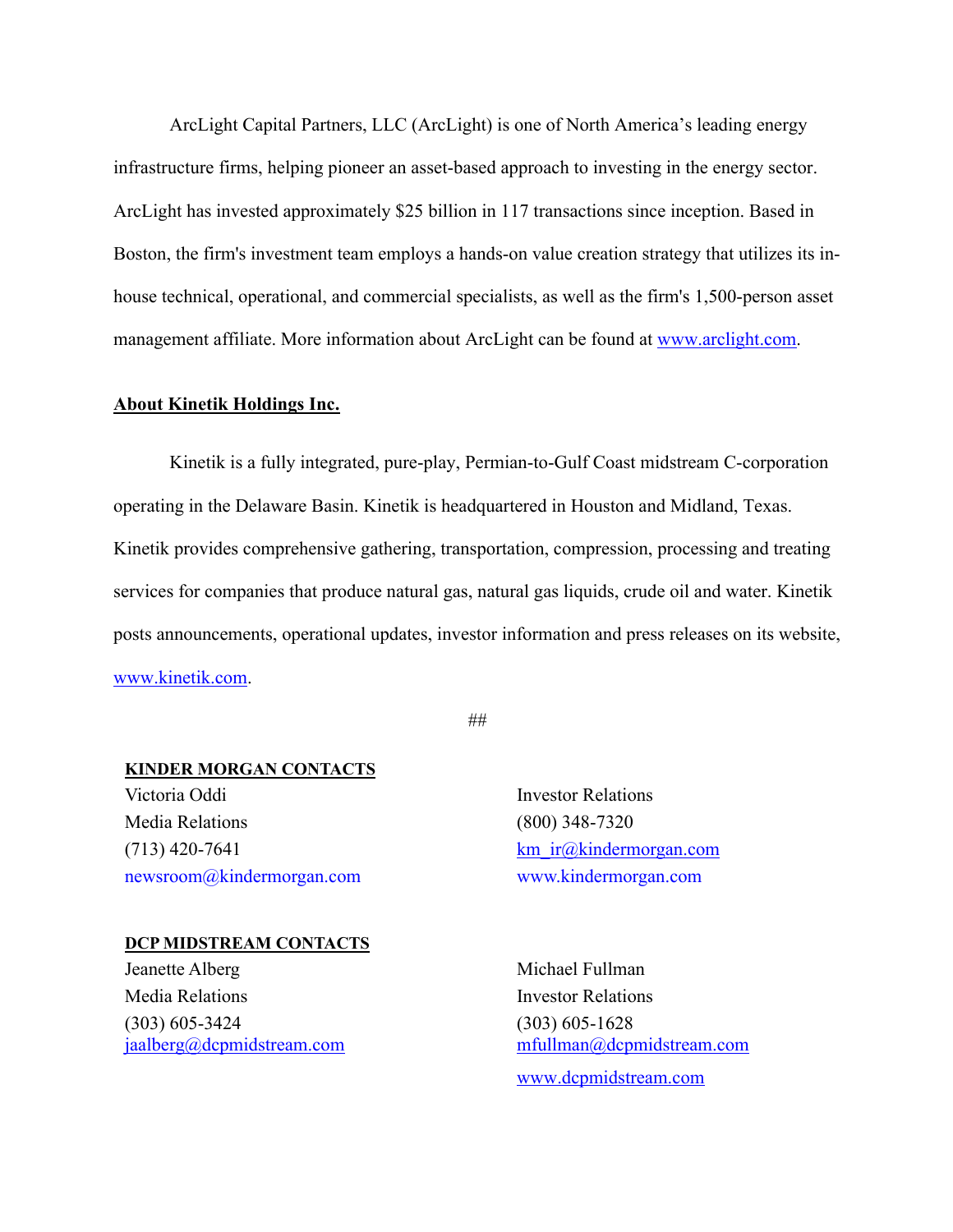ArcLight Capital Partners, LLC (ArcLight) is one of North America's leading energy infrastructure firms, helping pioneer an asset-based approach to investing in the energy sector. ArcLight has invested approximately $25 billion in 117 transactions since inception. Based in Boston, the firm's investment team employs a hands-on value creation strategy that utilizes its in-house technical, operational, and commercial specialists, as well as the firm's 1,500-person asset management affiliate. More information about ArcLight can be found at [www.arclight.com](http://www.arclight.com).

**About Kinetik Holdings Inc.**

Kinetik is a fully integrated, pure-play, Permian-to-Gulf Coast midstream C-corporation operating in the Delaware Basin. Kinetik is headquartered in Houston and Midland, Texas. Kinetik provides comprehensive gathering, transportation, compression, processing and treating services for companies that produce natural gas, natural gas liquids, crude oil and water. Kinetik posts announcements, operational updates, investor information and press releases on its website, [www.kinetik.com](http://www.kinetik.com).

##

**KINDER MORGAN CONTACTS**

Victoria Oddi
Media Relations
(713) 420-7641
newsroom@kindermorgan.com

Investor Relations
(800) 348-7320
km_ir@kindermorgan.com
www.kindermorgan.com

**DCP MIDSTREAM CONTACTS**

Jeanette Alberg
Media Relations
(303) 605-3424
jaalberg@dcpmidstream.com

Michael Fullman
Investor Relations
(303) 605-1628
mfullman@dcpmidstream.com
www.dcpmidstream.com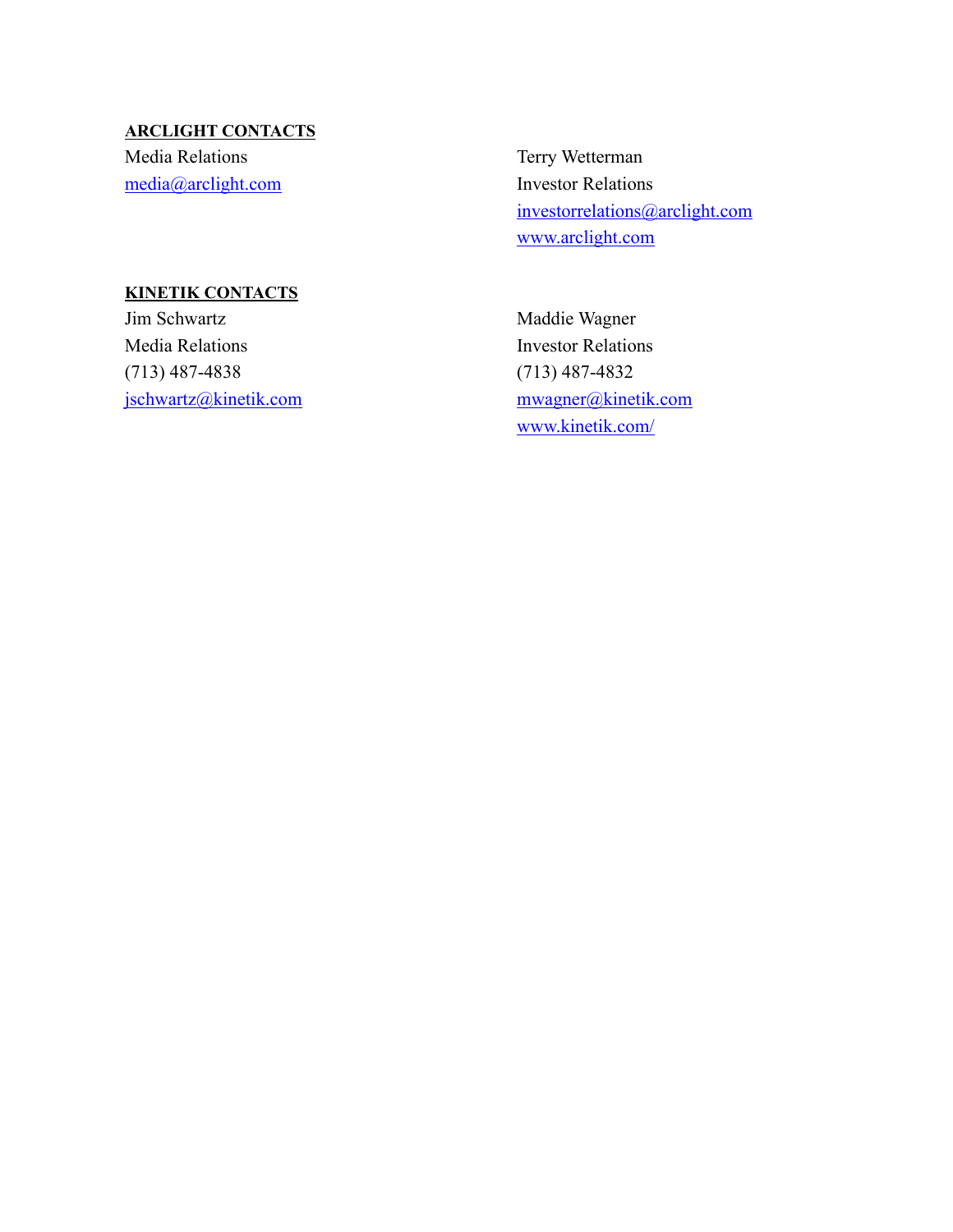**ARCLIGHT CONTACTS**

Media Relations
media@arclight.com

Terry Wetterman
Investor Relations
investorrelations@arclight.com
www.arclight.com

**KINETIK CONTACTS**

Jim Schwartz
Media Relations
(713) 487-4838
jschwartz@kinetik.com

Maddie Wagner
Investor Relations
(713) 487-4832
mwagner@kinetik.com
www.kinetik.com/